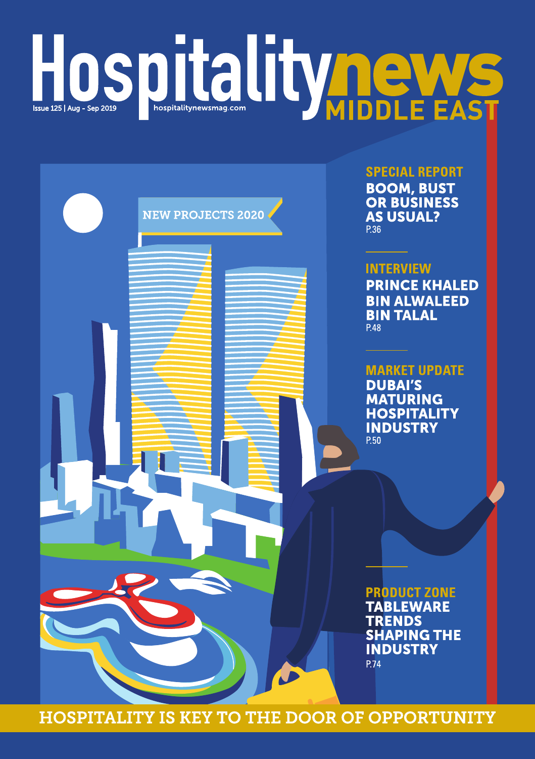# Hospitality news MIDDLE EAST

Issue 125 | Aug - Sep 2019

hospitalitynewsmag.com

NEW PROJECTS 2020

## SPECIAL REPORT
**BOOM, BUST OR BUSINESS AS USUAL?**
P.36

## INTERVIEW
**PRINCE KHALED BIN ALWALEED BIN TALAL**
P.48

## MARKET UPDATE
**DUBAI'S MATURING HOSPITALITY INDUSTRY**
P.50

## PRODUCT ZONE
**TABLEWARE TRENDS SHAPING THE INDUSTRY**
P.74

**HOSPITALITY IS KEY TO THE DOOR OF OPPORTUNITY**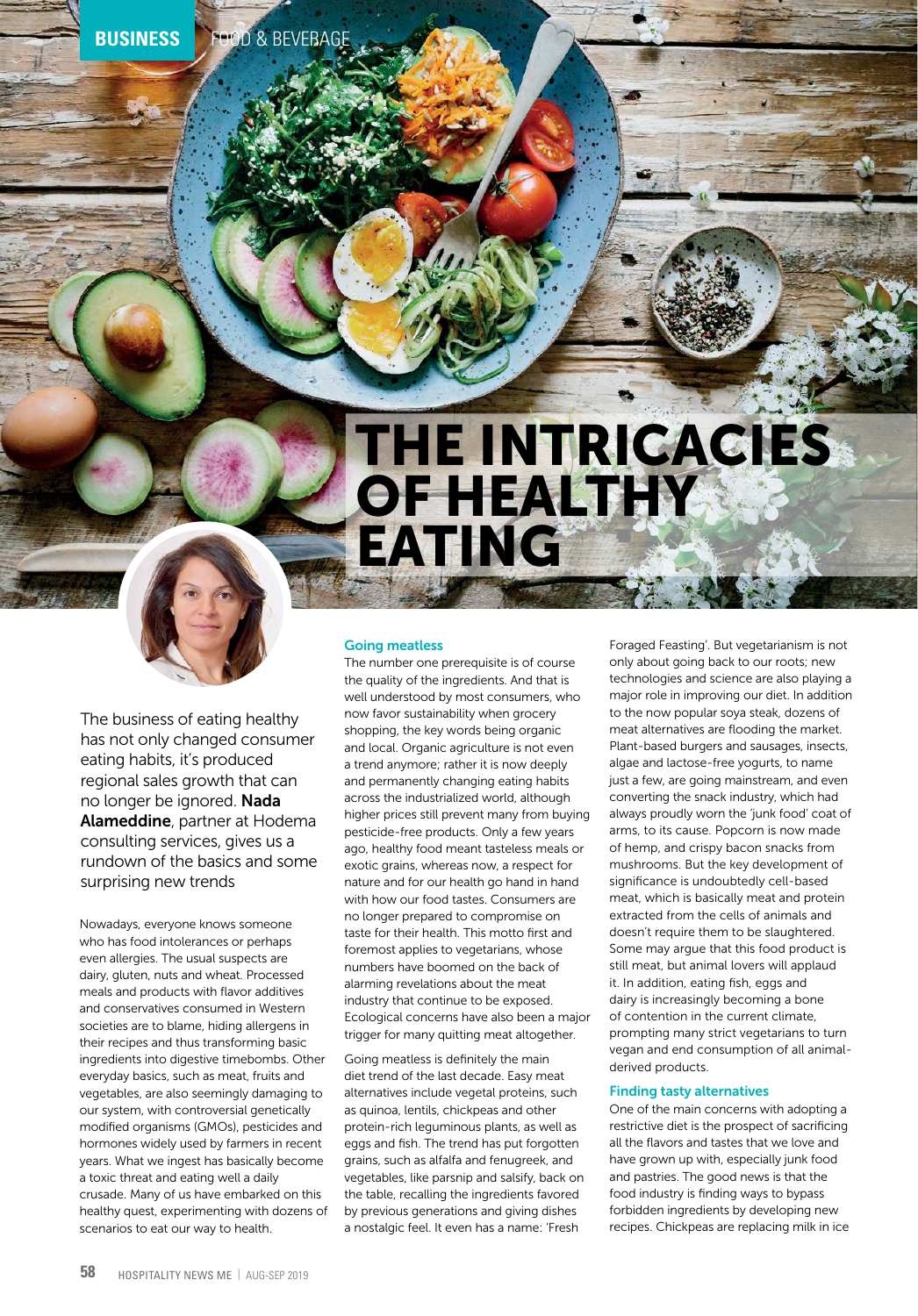# THE INTRICACIES OF HEALTHY EATING

The business of eating healthy has not only changed consumer eating habits, it's produced regional sales growth that can no longer be ignored. **Nada Alameddine**, partner at Hodema consulting services, gives us a rundown of the basics and some surprising new trends

Nowadays, everyone knows someone who has food intolerances or perhaps even allergies. The usual suspects are dairy, gluten, nuts and wheat. Processed meals and products with flavor additives and conservatives consumed in Western societies are to blame, hiding allergens in their recipes and thus transforming basic ingredients into digestive timebombs. Other everyday basics, such as meat, fruits and vegetables, are also seemingly damaging to our system, with controversial genetically modified organisms (GMOs), pesticides and hormones widely used by farmers in recent years. What we ingest has basically become a toxic threat and eating well a daily crusade. Many of us have embarked on this healthy quest, experimenting with dozens of scenarios to eat our way to health.

## Going meatless

The number one prerequisite is of course the quality of the ingredients. And that is well understood by most consumers, who now favor sustainability when grocery shopping, the key words being organic and local. Organic agriculture is not even a trend anymore; rather it is now deeply and permanently changing eating habits across the industrialized world, although higher prices still prevent many from buying pesticide-free products. Only a few years ago, healthy food meant tasteless meals or exotic grains, whereas now, a respect for nature and for our health go hand in hand with how our food tastes. Consumers are no longer prepared to compromise on taste for their health. This motto first and foremost applies to vegetarians, whose numbers have boomed on the back of alarming revelations about the meat industry that continue to be exposed. Ecological concerns have also been a major trigger for many quitting meat altogether.

Going meatless is definitely the main diet trend of the last decade. Easy meat alternatives include vegetal proteins, such as quinoa, lentils, chickpeas and other protein-rich leguminous plants, as well as eggs and fish. The trend has put forgotten grains, such as alfalfa and fenugreek, and vegetables, like parsnip and salsify, back on the table, recalling the ingredients favored by previous generations and giving dishes a nostalgic feel. It even has a name: 'Fresh Foraged Feasting'. But vegetarianism is not only about going back to our roots; new technologies and science are also playing a major role in improving our diet. In addition to the now popular soya steak, dozens of meat alternatives are flooding the market. Plant-based burgers and sausages, insects, algae and lactose-free yogurts, to name just a few, are going mainstream, and even converting the snack industry, which had always proudly worn the 'junk food' coat of arms, to its cause. Popcorn is now made of hemp, and crispy bacon snacks from mushrooms. But the key development of significance is undoubtedly cell-based meat, which is basically meat and protein extracted from the cells of animals and doesn't require them to be slaughtered. Some may argue that this food product is still meat, but animal lovers will applaud it. In addition, eating fish, eggs and dairy is increasingly becoming a bone of contention in the current climate, prompting many strict vegetarians to turn vegan and end consumption of all animal-derived products.

## Finding tasty alternatives

One of the main concerns with adopting a restrictive diet is the prospect of sacrificing all the flavors and tastes that we love and have grown up with, especially junk food and pastries. The good news is that the food industry is finding ways to bypass forbidden ingredients by developing new recipes. Chickpeas are replacing milk in ice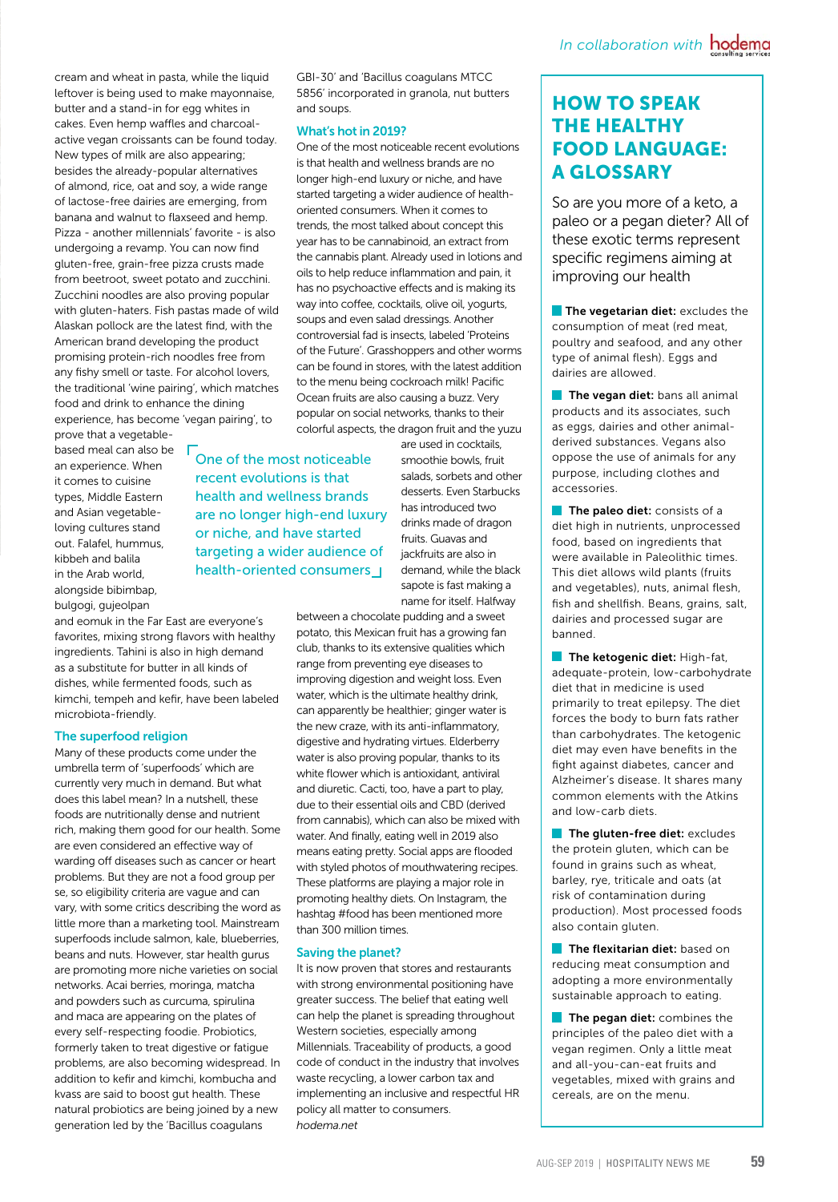cream and wheat in pasta, while the liquid leftover is being used to make mayonnaise, butter and a stand-in for egg whites in cakes. Even hemp waffles and charcoal-active vegan croissants can be found today. New types of milk are also appearing; besides the already-popular alternatives of almond, rice, oat and soy, a wide range of lactose-free dairies are emerging, from banana and walnut to flaxseed and hemp. Pizza - another millennials' favorite - is also undergoing a revamp. You can now find gluten-free, grain-free pizza crusts made from beetroot, sweet potato and zucchini. Zucchini noodles are also proving popular with gluten-haters. Fish pastas made of wild Alaskan pollock are the latest find, with the American brand developing the product promising protein-rich noodles free from any fishy smell or taste. For alcohol lovers, the traditional 'wine pairing', which matches food and drink to enhance the dining experience, has become 'vegan pairing', to prove that a vegetable-based meal can also be an experience. When it comes to cuisine types, Middle Eastern and Asian vegetable-loving cultures stand out. Falafel, hummus, kibbeh and balila in the Arab world, alongside bibimbap, bulgogi, gujeolpan and eomuk in the Far East are everyone's favorites, mixing strong flavors with healthy ingredients. Tahini is also in high demand as a substitute for butter in all kinds of dishes, while fermented foods, such as kimchi, tempeh and kefir, have been labeled microbiota-friendly.

### The superfood religion

Many of these products come under the umbrella term of 'superfoods' which are currently very much in demand. But what does this label mean? In a nutshell, these foods are nutritionally dense and nutrient rich, making them good for our health. Some are even considered an effective way of warding off diseases such as cancer or heart problems. But they are not a food group per se, so eligibility criteria are vague and can vary, with some critics describing the word as little more than a marketing tool. Mainstream superfoods include salmon, kale, blueberries, beans and nuts. However, star health gurus are promoting more niche varieties on social networks. Acai berries, moringa, matcha and powders such as curcuma, spirulina and maca are appearing on the plates of every self-respecting foodie. Probiotics, formerly taken to treat digestive or fatigue problems, are also becoming widespread. In addition to kefir and kimchi, kombucha and kvass are said to boost gut health. These natural probiotics are being joined by a new generation led by the 'Bacillus coagulans GBI-30' and 'Bacillus coagulans MTCC 5856' incorporated in granola, nut butters and soups.

### What's hot in 2019?

One of the most noticeable recent evolutions is that health and wellness brands are no longer high-end luxury or niche, and have started targeting a wider audience of health-oriented consumers. When it comes to trends, the most talked about concept this year has to be cannabinoid, an extract from the cannabis plant. Already used in lotions and oils to help reduce inflammation and pain, it has no psychoactive effects and is making its way into coffee, cocktails, olive oil, yogurts, soups and even salad dressings. Another controversial fad is insects, labeled 'Proteins of the Future'. Grasshoppers and other worms can be found in stores, with the latest addition to the menu being cockroach milk! Pacific Ocean fruits are also causing a buzz. Very popular on social networks, thanks to their colorful aspects, the dragon fruit and the yuzu are used in cocktails, smoothie bowls, fruit salads, sorbets and other desserts. Even Starbucks has introduced two drinks made of dragon fruits. Guavas and jackfruits are also in demand, while the black sapote is fast making a name for itself. Halfway between a chocolate pudding and a sweet potato, this Mexican fruit has a growing fan club, thanks to its extensive qualities which range from preventing eye diseases to improving digestion and weight loss. Even water, which is the ultimate healthy drink, can apparently be healthier; ginger water is the new craze, with its anti-inflammatory, digestive and hydrating virtues. Elderberry water is also proving popular, thanks to its white flower which is antioxidant, antiviral and diuretic. Cacti, too, have a part to play, due to their essential oils and CBD (derived from cannabis), which can also be mixed with water. And finally, eating well in 2019 also means eating pretty. Social apps are flooded with styled photos of mouthwatering recipes. These platforms are playing a major role in promoting healthy diets. On Instagram, the hashtag #food has been mentioned more than 300 million times.

> One of the most noticeable recent evolutions is that health and wellness brands are no longer high-end luxury or niche, and have started targeting a wider audience of health-oriented consumers

### Saving the planet?

It is now proven that stores and restaurants with strong environmental positioning have greater success. The belief that eating well can help the planet is spreading throughout Western societies, especially among Millennials. Traceability of products, a good code of conduct in the industry that involves waste recycling, a lower carbon tax and implementing an inclusive and respectful HR policy all matter to consumers.
*hodema.net*

In collaboration with hodema consulting services

## HOW TO SPEAK THE HEALTHY FOOD LANGUAGE: A GLOSSARY

So are you more of a keto, a paleo or a pegan dieter? All of these exotic terms represent specific regimens aiming at improving our health

**The vegetarian diet:** excludes the consumption of meat (red meat, poultry and seafood, and any other type of animal flesh). Eggs and dairies are allowed.

**The vegan diet:** bans all animal products and its associates, such as eggs, dairies and other animal-derived substances. Vegans also oppose the use of animals for any purpose, including clothes and accessories.

**The paleo diet:** consists of a diet high in nutrients, unprocessed food, based on ingredients that were available in Paleolithic times. This diet allows wild plants (fruits and vegetables), nuts, animal flesh, fish and shellfish. Beans, grains, salt, dairies and processed sugar are banned.

**The ketogenic diet:** High-fat, adequate-protein, low-carbohydrate diet that in medicine is used primarily to treat epilepsy. The diet forces the body to burn fats rather than carbohydrates. The ketogenic diet may even have benefits in the fight against diabetes, cancer and Alzheimer's disease. It shares many common elements with the Atkins and low-carb diets.

**The gluten-free diet:** excludes the protein gluten, which can be found in grains such as wheat, barley, rye, triticale and oats (at risk of contamination during production). Most processed foods also contain gluten.

**The flexitarian diet:** based on reducing meat consumption and adopting a more environmentally sustainable approach to eating.

**The pegan diet:** combines the principles of the paleo diet with a vegan regimen. Only a little meat and all-you-can-eat fruits and vegetables, mixed with grains and cereals, are on the menu.